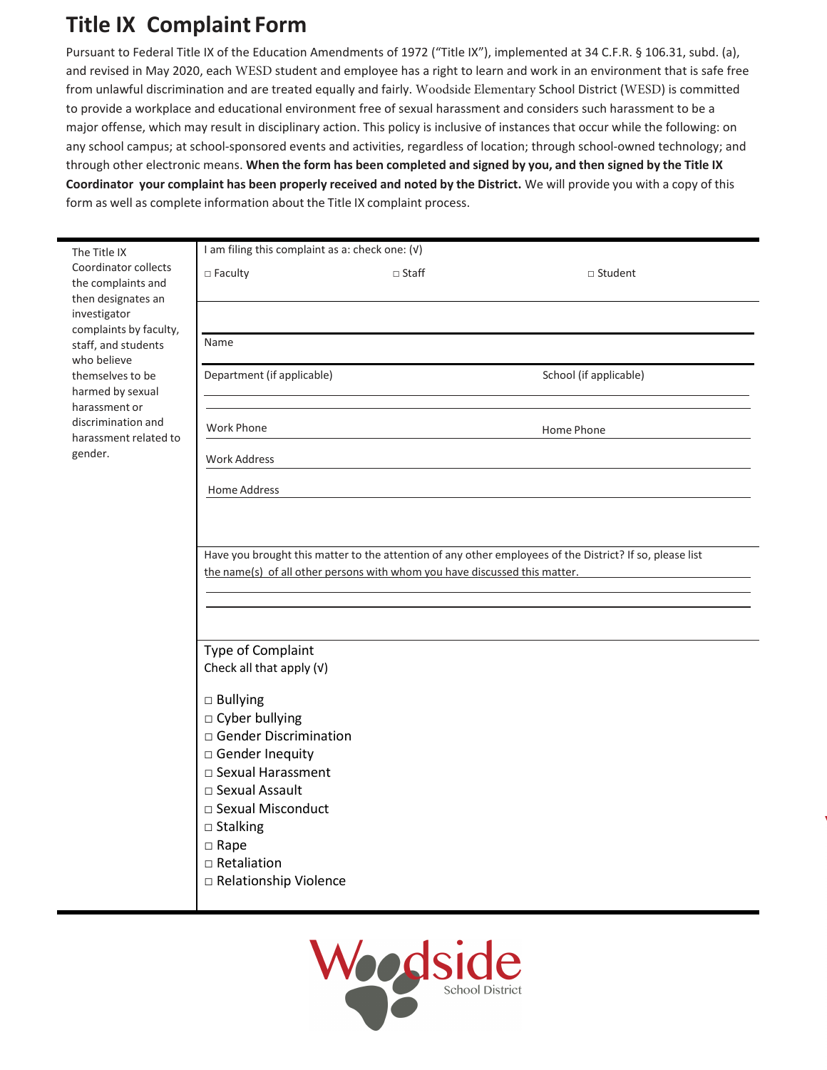# Title IX Complaint Form

Pursuant to Federal Title IX of the Education Amendments of 1972 ("Title IX"), implemented at 34 C.F.R. § 106.31, subd. (a), and revised in May 2020, each WESD student and employee has a right to learn and work in an environment that is safe free from unlawful discrimination and are treated equally and fairly. Woodside Elementary School District (WESD) is committed to provide a workplace and educational environment free of sexual harassment and considers such harassment to be a major offense, which may result in disciplinary action. This policy is inclusive of instances that occur while the following: on any school campus; at school-sponsored events and activities, regardless of location; through school-owned technology; and through other electronic means. **When the form has been completed and signed by you, and then signed by the Title IX Coordinator your complaint has been properly received and noted by the District.** We will provide you with a copy of this form as well as complete information about the Title IX complaint process.

The Title IX Coordinator collects the complaints and then designates an investigator complaints by faculty, staff, and students who believe themselves to be harmed by sexual harassment or discrimination and harassment related to gender.

I am filing this complaint as a: check one: (√)

□ Faculty □ Staff □ Student

Name

Department (if applicable) School (if applicable)

Work Phone Home Phone

Work Address

Home Address

Have you brought this matter to the attention of any other employees of the District? If so, please list the name(s) of all other persons with whom you have discussed this matter.

Type of Complaint
Check all that apply (√)

□ Bullying
□ Cyber bullying
□ Gender Discrimination
□ Gender Inequity
□ Sexual Harassment
□ Sexual Assault
□ Sexual Misconduct
□ Stalking
□ Rape
□ Retaliation
□ Relationship Violence

Woodside School District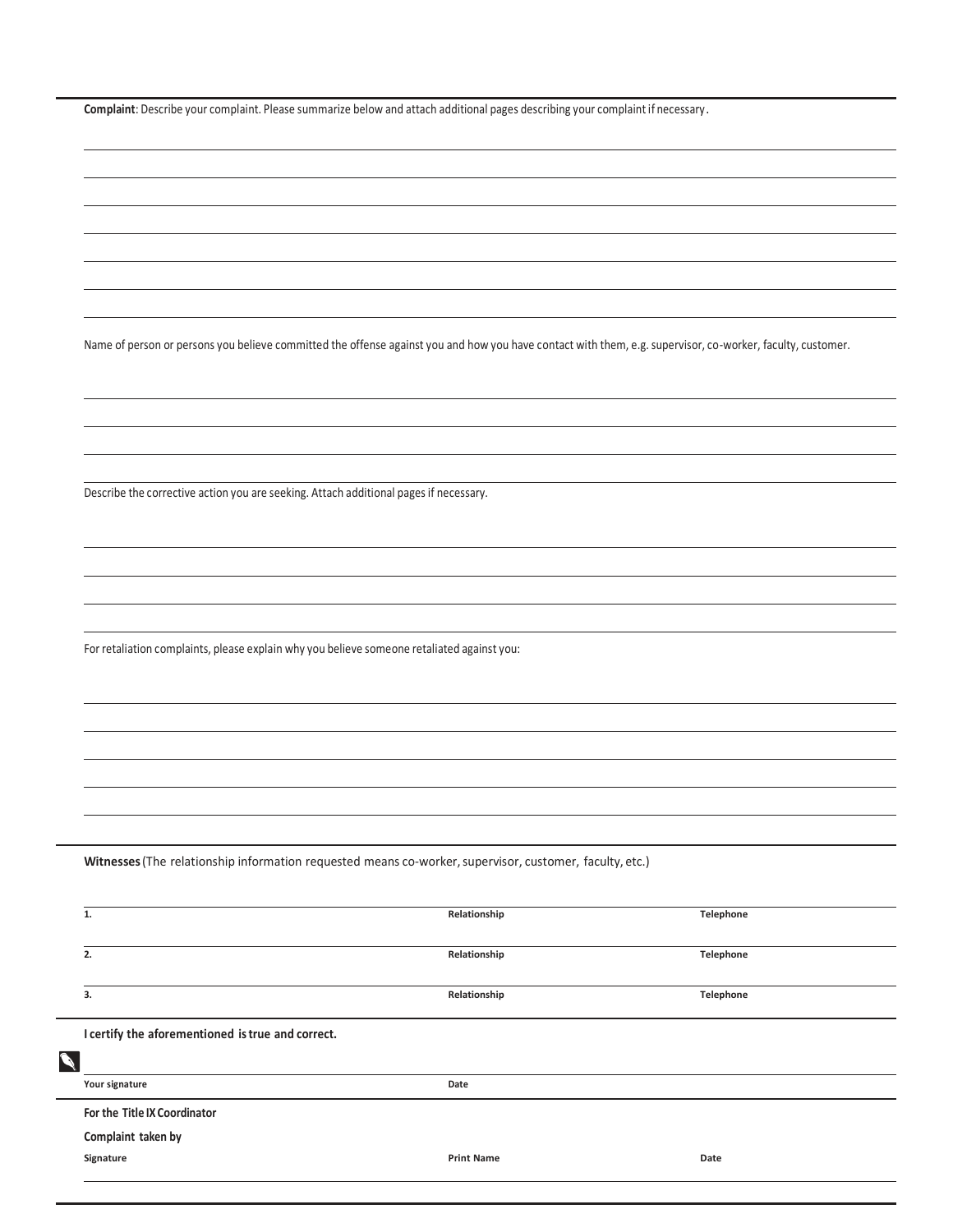**Complaint**: Describe your complaint. Please summarize below and attach additional pages describing your complaint if necessary.

Name of person or persons you believe committed the offense against you and how you have contact with them, e.g. supervisor, co-worker, faculty, customer.

Describe the corrective action you are seeking. Attach additional pages if necessary.

For retaliation complaints, please explain why you believe someone retaliated against you:

**Witnesses** (The relationship information requested means co-worker, supervisor, customer, faculty, etc.)

| | Relationship | Telephone |
|---|---|---|
| **1.** | | |
| **2.** | | |
| **3.** | | |

**I certify the aforementioned is true and correct.**

| **Your signature** | **Date** |
|---|---|

**For the Title IX Coordinator**

**Complaint taken by**

| **Signature** | **Print Name** | **Date** |
|---|---|---|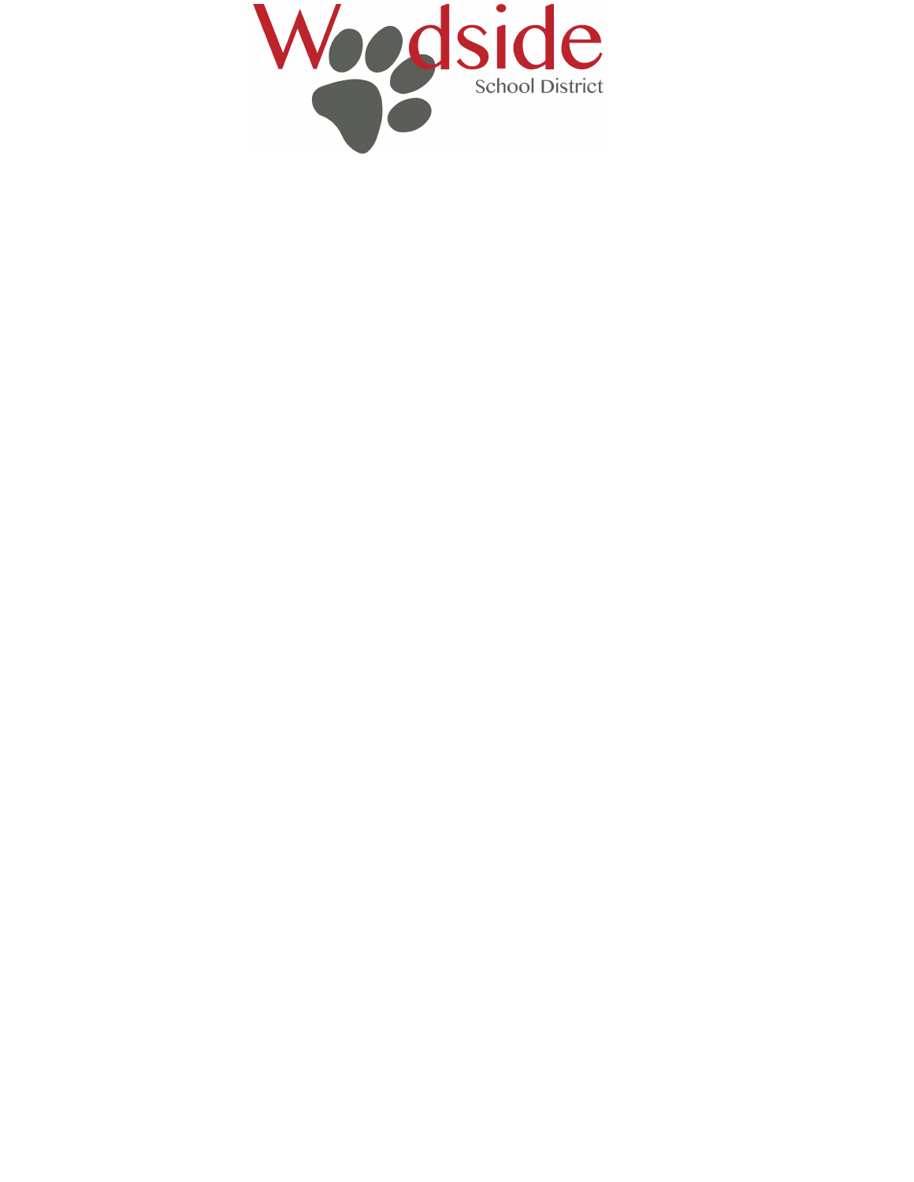Woodside

School District